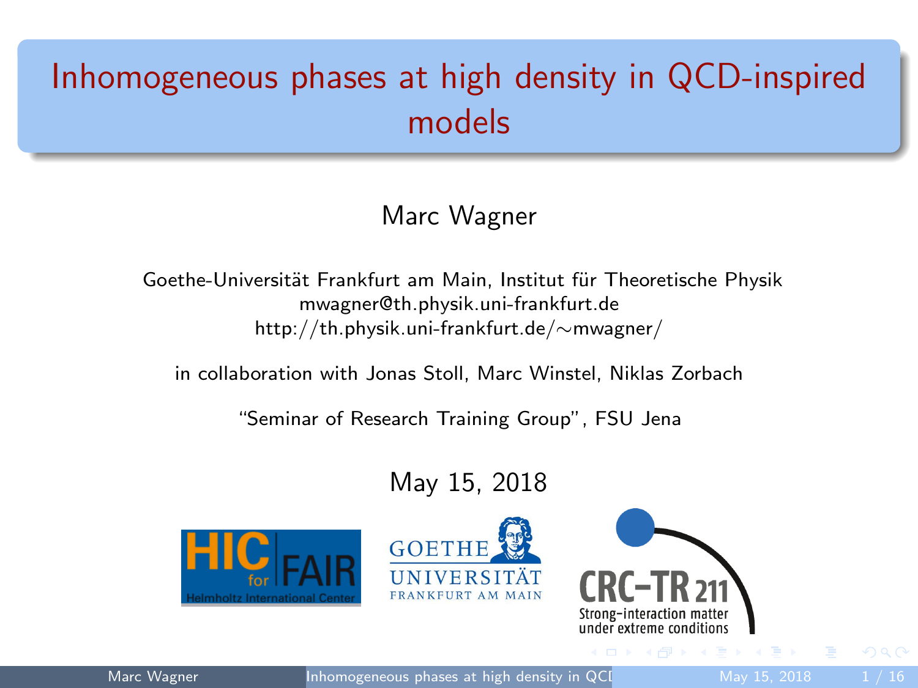# Inhomogeneous phases at high density in QCD-inspired models

Marc Wagner

Goethe-Universität Frankfurt am Main, Institut für Theoretische Physik
mwagner@th.physik.uni-frankfurt.de
http://th.physik.uni-frankfurt.de/∼mwagner/

in collaboration with Jonas Stoll, Marc Winstel, Niklas Zorbach

"Seminar of Research Training Group", FSU Jena

May 15, 2018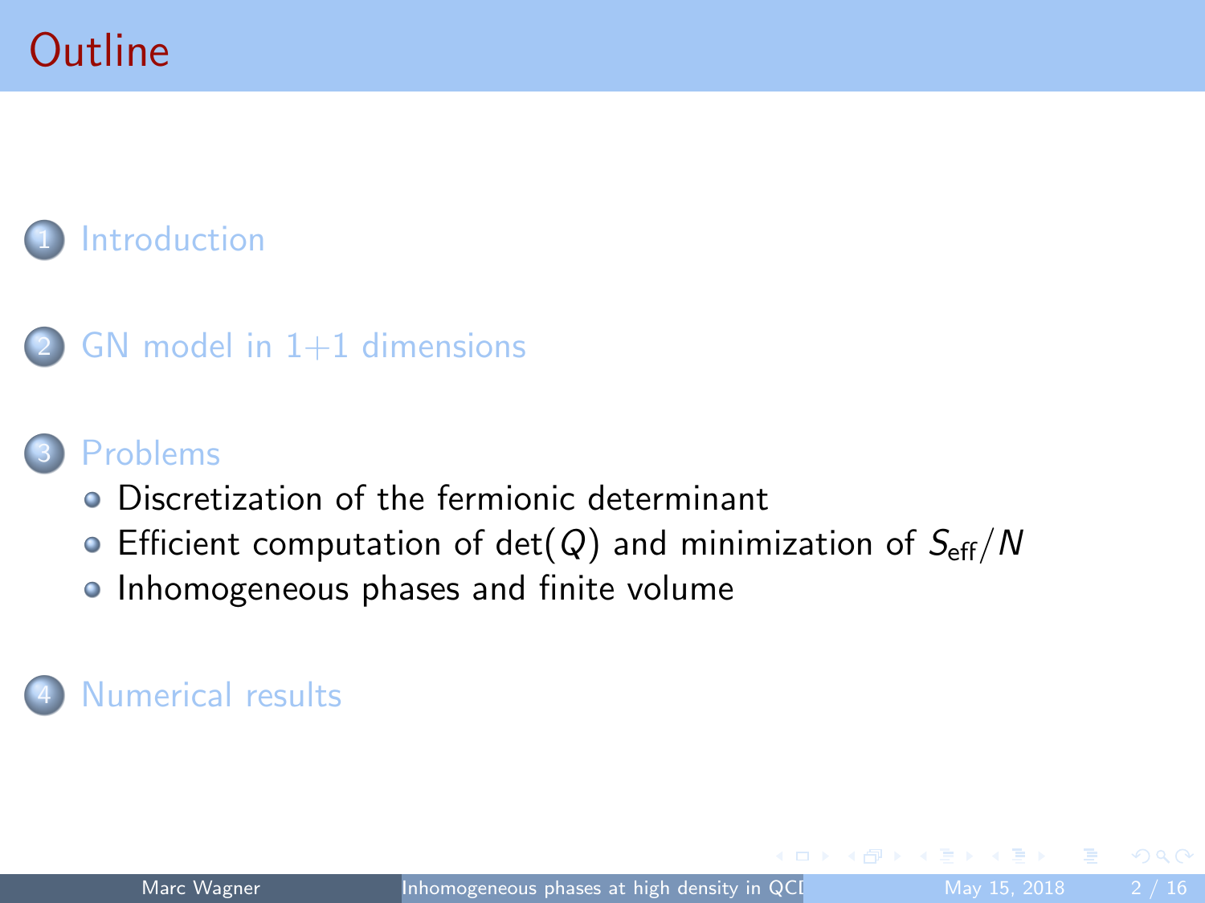# Outline

1. Introduction
2. GN model in 1+1 dimensions
3. Problems
   - Discretization of the fermionic determinant
   - Efficient computation of $\det(Q)$ and minimization of $S_{\text{eff}}/N$
   - Inhomogeneous phases and finite volume
4. Numerical results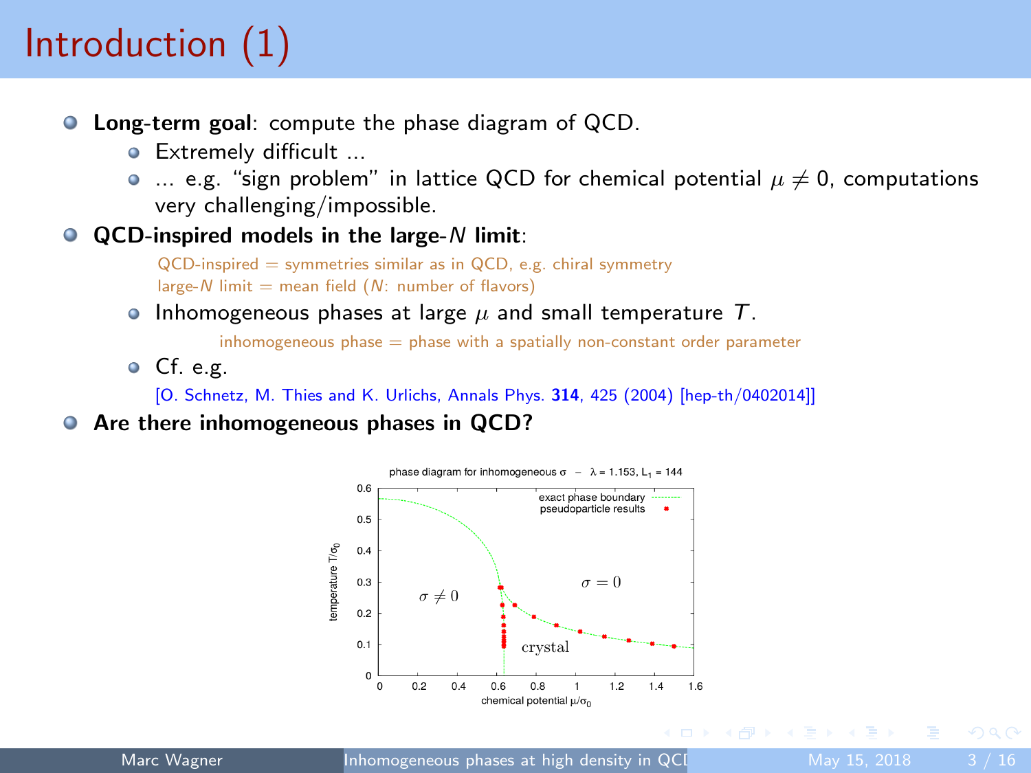# Introduction (1)

- **Long-term goal**: compute the phase diagram of QCD.
  - Extremely difficult ...
  - ... e.g. "sign problem" in lattice QCD for chemical potential $\mu \neq 0$, computations very challenging/impossible.
- **QCD-inspired models in the large-$N$ limit**:

  QCD-inspired = symmetries similar as in QCD, e.g. chiral symmetry
  large-$N$ limit = mean field ($N$: number of flavors)

  - Inhomogeneous phases at large $\mu$ and small temperature $T$.

    inhomogeneous phase = phase with a spatially non-constant order parameter

  - Cf. e.g.

    [O. Schnetz, M. Thies and K. Urlichs, Annals Phys. **314**, 425 (2004) [hep-th/0402014]]
- **Are there inhomogeneous phases in QCD?**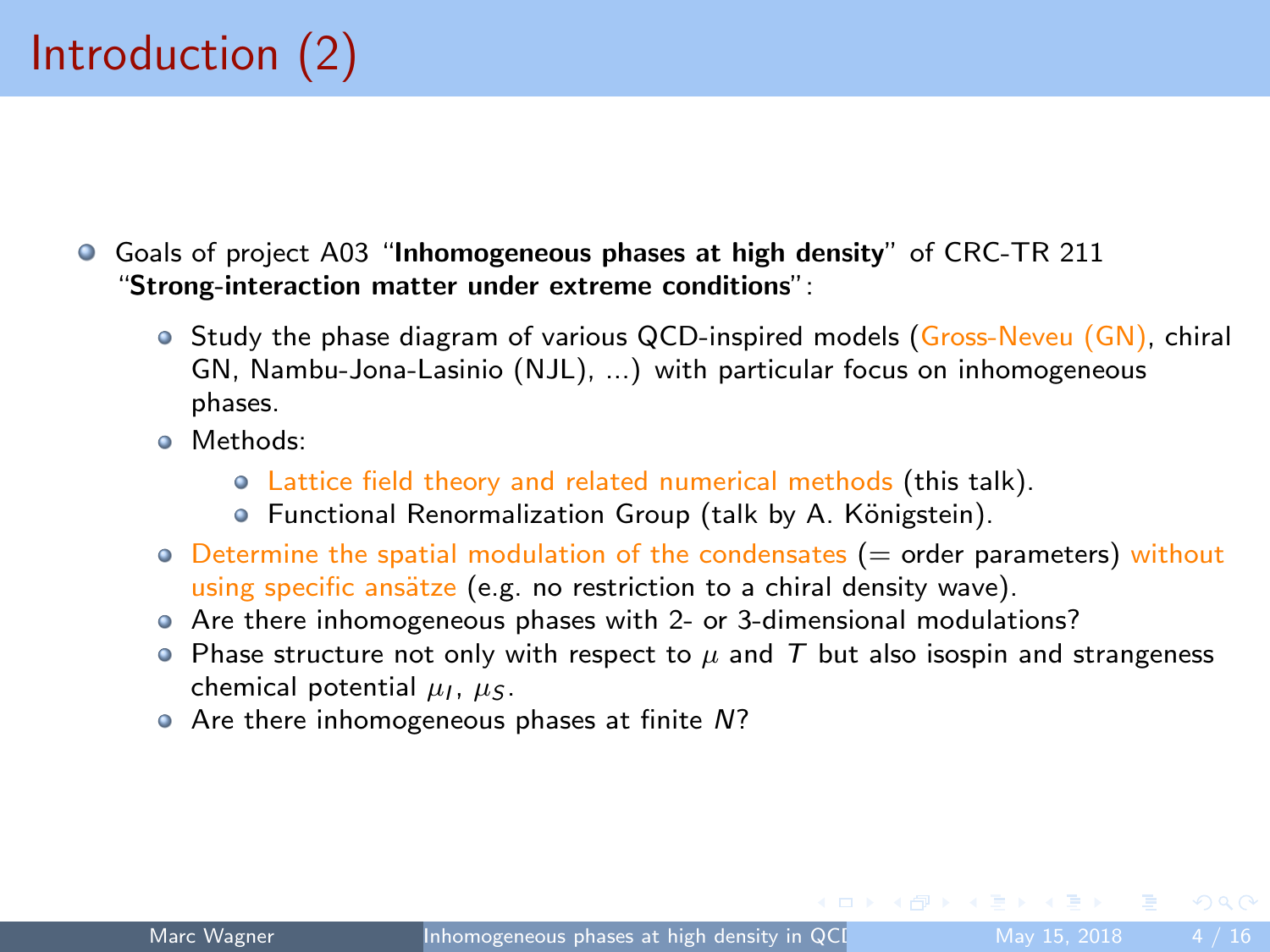# Introduction (2)

- Goals of project A03 "**Inhomogeneous phases at high density**" of CRC-TR 211 "**Strong-interaction matter under extreme conditions**":
  - Study the phase diagram of various QCD-inspired models (Gross-Neveu (GN), chiral GN, Nambu-Jona-Lasinio (NJL), ...) with particular focus on inhomogeneous phases.
  - Methods:
    - Lattice field theory and related numerical methods (this talk).
    - Functional Renormalization Group (talk by A. Königstein).
  - Determine the spatial modulation of the condensates (= order parameters) without using specific ansätze (e.g. no restriction to a chiral density wave).
  - Are there inhomogeneous phases with 2- or 3-dimensional modulations?
  - Phase structure not only with respect to $\mu$ and $T$ but also isospin and strangeness chemical potential $\mu_I$, $\mu_S$.
  - Are there inhomogeneous phases at finite $N$?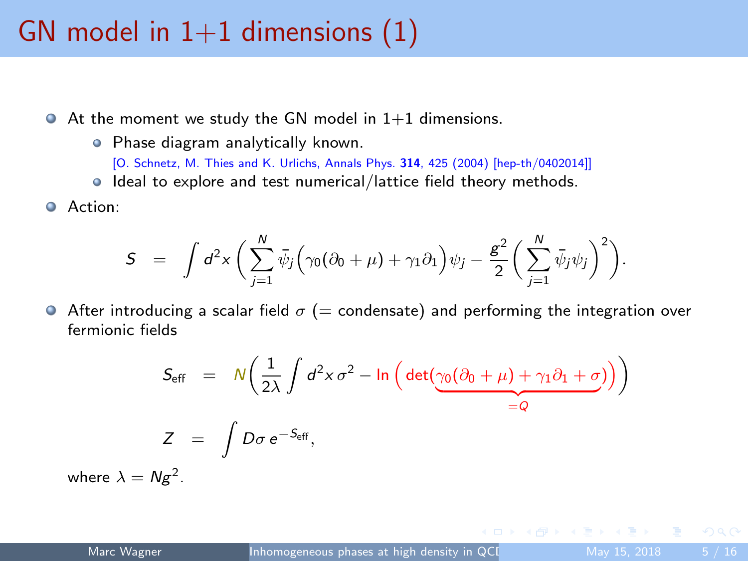# GN model in 1+1 dimensions (1)

- At the moment we study the GN model in 1+1 dimensions.
  - Phase diagram analytically known.
    [O. Schnetz, M. Thies and K. Urlichs, Annals Phys. **314**, 425 (2004) [hep-th/0402014]]
  - Ideal to explore and test numerical/lattice field theory methods.
- Action:

$$S = \int d^2x \left( \sum_{j=1}^{N} \bar{\psi}_j \Big( \gamma_0 (\partial_0 + \mu) + \gamma_1 \partial_1 \Big) \psi_j - \frac{g^2}{2} \left( \sum_{j=1}^{N} \bar{\psi}_j \psi_j \right)^2 \right).$$

- After introducing a scalar field $\sigma$ (= condensate) and performing the integration over fermionic fields

$$S_{\text{eff}} = N \left( \frac{1}{2\lambda} \int d^2x \, \sigma^2 - \ln \Big( \det ( \underbrace{\gamma_0 (\partial_0 + \mu) + \gamma_1 \partial_1 + \sigma}_{=Q} ) \Big) \right)$$

$$Z = \int D\sigma \, e^{-S_{\text{eff}}},$$

where $\lambda = Ng^2$.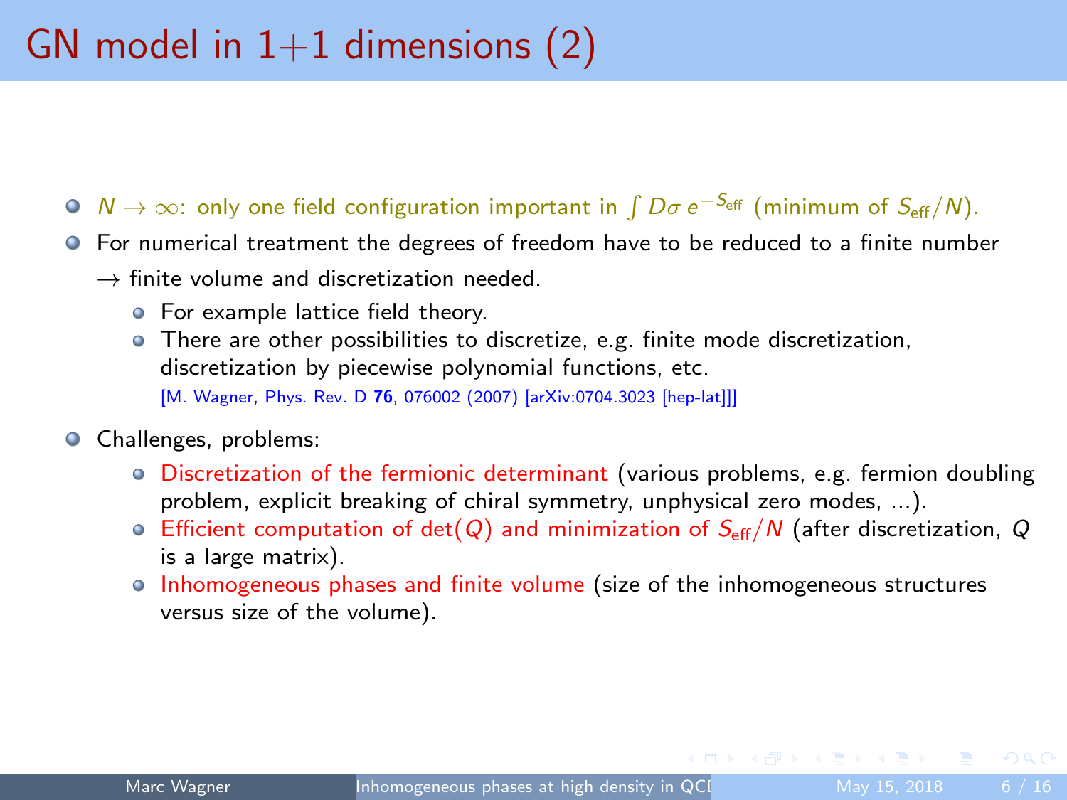# GN model in 1+1 dimensions (2)

- $N \to \infty$: only one field configuration important in $\int D\sigma \, e^{-S_{\text{eff}}}$ (minimum of $S_{\text{eff}}/N$).
- For numerical treatment the degrees of freedom have to be reduced to a finite number $\rightarrow$ finite volume and discretization needed.
  - For example lattice field theory.
  - There are other possibilities to discretize, e.g. finite mode discretization, discretization by piecewise polynomial functions, etc.
    [M. Wagner, Phys. Rev. D **76**, 076002 (2007) [arXiv:0704.3023 [hep-lat]]]
- Challenges, problems:
  - Discretization of the fermionic determinant (various problems, e.g. fermion doubling problem, explicit breaking of chiral symmetry, unphysical zero modes, ...).
  - Efficient computation of $\det(Q)$ and minimization of $S_{\text{eff}}/N$ (after discretization, $Q$ is a large matrix).
  - Inhomogeneous phases and finite volume (size of the inhomogeneous structures versus size of the volume).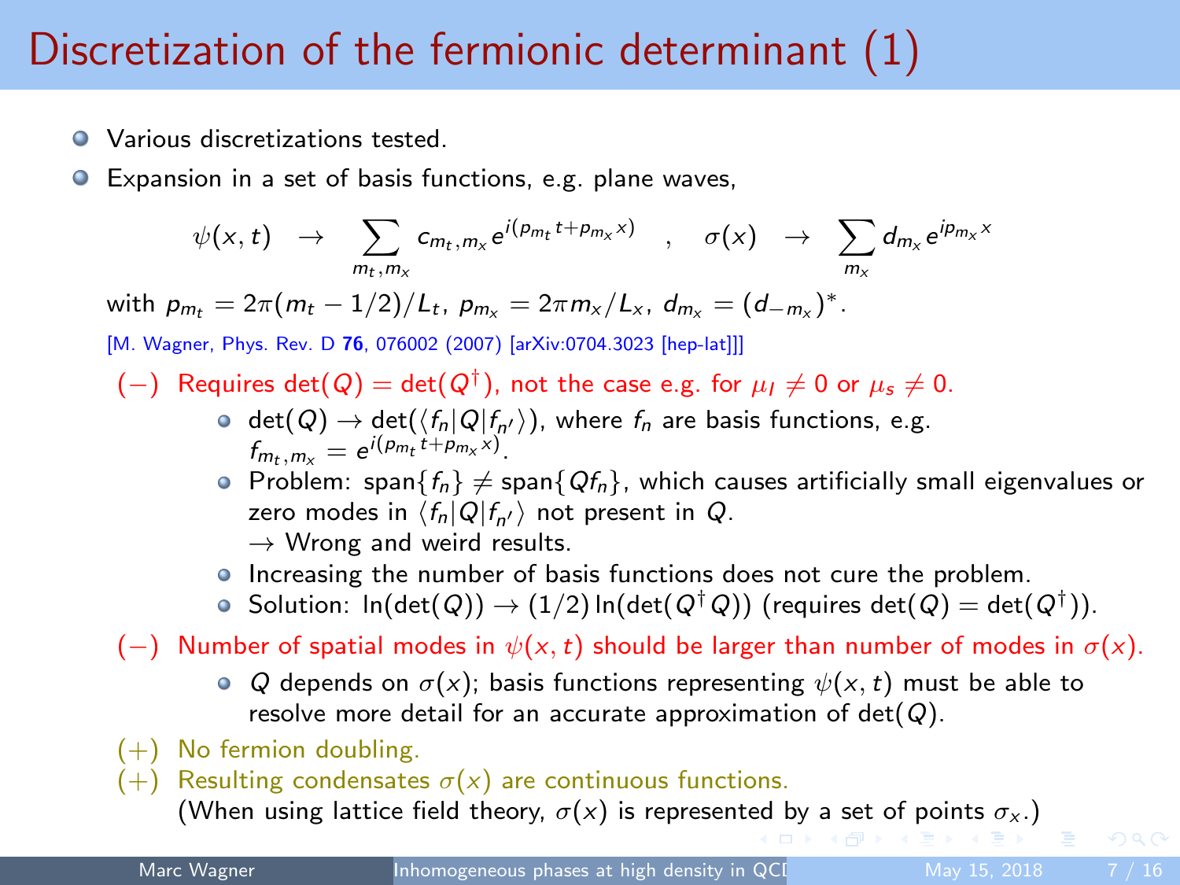# Discretization of the fermionic determinant (1)

- Various discretizations tested.
- Expansion in a set of basis functions, e.g. plane waves,

$$\psi(x,t) \quad \rightarrow \quad \sum_{m_t,m_x} c_{m_t,m_x} e^{i(p_{m_t} t + p_{m_x} x)} \quad , \quad \sigma(x) \quad \rightarrow \quad \sum_{m_x} d_{m_x} e^{i p_{m_x} x}$$

with $p_{m_t} = 2\pi(m_t - 1/2)/L_t$, $p_{m_x} = 2\pi m_x / L_x$, $d_{m_x} = (d_{-m_x})^*$.

[M. Wagner, Phys. Rev. D **76**, 076002 (2007) [arXiv:0704.3023 [hep-lat]]]

($-$) Requires $\det(Q) = \det(Q^\dagger)$, not the case e.g. for $\mu_I \neq 0$ or $\mu_s \neq 0$.

- $\det(Q) \rightarrow \det(\langle f_n | Q | f_{n'} \rangle)$, where $f_n$ are basis functions, e.g. $f_{m_t,m_x} = e^{i(p_{m_t} t + p_{m_x} x)}$.
- Problem: $\text{span}\{f_n\} \neq \text{span}\{Q f_n\}$, which causes artificially small eigenvalues or zero modes in $\langle f_n | Q | f_{n'} \rangle$ not present in $Q$.  
  $\rightarrow$ Wrong and weird results.
- Increasing the number of basis functions does not cure the problem.
- Solution: $\ln(\det(Q)) \rightarrow (1/2) \ln(\det(Q^\dagger Q))$ (requires $\det(Q) = \det(Q^\dagger)$).

($-$) Number of spatial modes in $\psi(x,t)$ should be larger than number of modes in $\sigma(x)$.

- $Q$ depends on $\sigma(x)$; basis functions representing $\psi(x,t)$ must be able to resolve more detail for an accurate approximation of $\det(Q)$.

($+$) No fermion doubling.

($+$) Resulting condensates $\sigma(x)$ are continuous functions.  
(When using lattice field theory, $\sigma(x)$ is represented by a set of points $\sigma_x$.)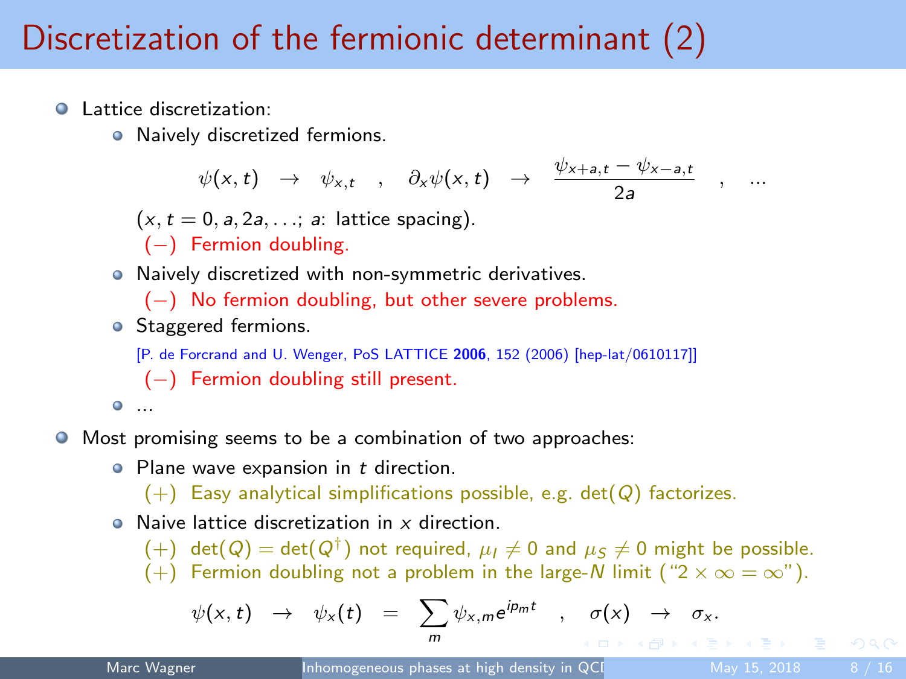# Discretization of the fermionic determinant (2)

- Lattice discretization:
  - Naively discretized fermions.

    $$\psi(x,t) \quad \rightarrow \quad \psi_{x,t} \quad , \quad \partial_x \psi(x,t) \quad \rightarrow \quad \frac{\psi_{x+a,t} - \psi_{x-a,t}}{2a} \quad , \quad \ldots$$

    ($x, t = 0, a, 2a, \ldots$; $a$: lattice spacing).

    $(-)$ Fermion doubling.
  - Naively discretized with non-symmetric derivatives.

    $(-)$ No fermion doubling, but other severe problems.
  - Staggered fermions.

    [P. de Forcrand and U. Wenger, PoS LATTICE **2006**, 152 (2006) [hep-lat/0610117]]

    $(-)$ Fermion doubling still present.
  - ...
- Most promising seems to be a combination of two approaches:
  - Plane wave expansion in $t$ direction.

    $(+)$ Easy analytical simplifications possible, e.g. $\det(Q)$ factorizes.
  - Naive lattice discretization in $x$ direction.

    $(+)$ $\det(Q) = \det(Q^\dagger)$ not required, $\mu_I \neq 0$ and $\mu_S \neq 0$ might be possible.

    $(+)$ Fermion doubling not a problem in the large-$N$ limit ("$2 \times \infty = \infty$").

$$\psi(x,t) \quad \rightarrow \quad \psi_x(t) \quad = \quad \sum_m \psi_{x,m} e^{ip_m t} \quad , \quad \sigma(x) \quad \rightarrow \quad \sigma_x .$$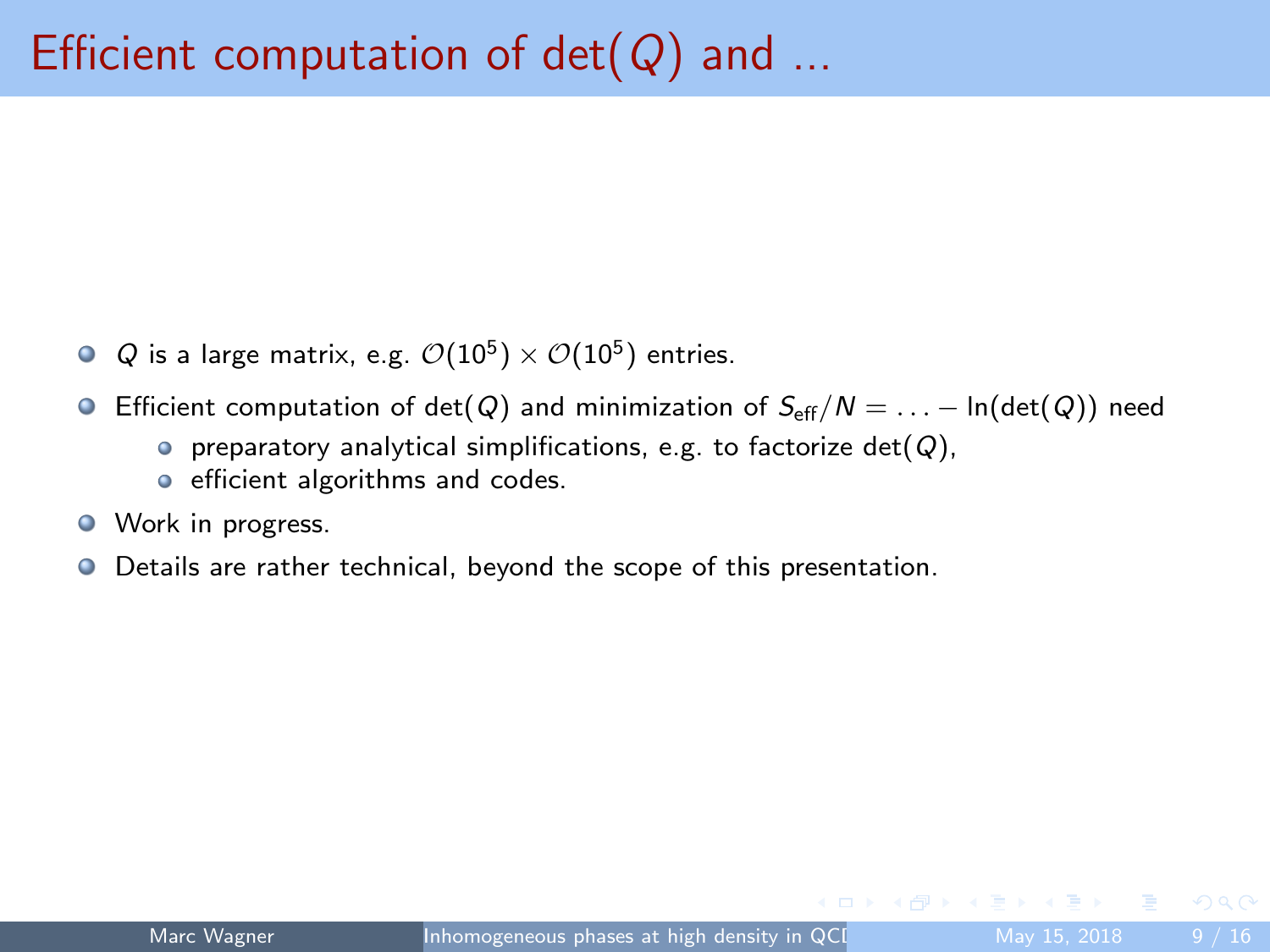# Efficient computation of $\det(Q)$ and ...

- $Q$ is a large matrix, e.g. $\mathcal{O}(10^5) \times \mathcal{O}(10^5)$ entries.
- Efficient computation of $\det(Q)$ and minimization of $S_{\text{eff}}/N = \ldots - \ln(\det(Q))$ need
  - preparatory analytical simplifications, e.g. to factorize $\det(Q)$,
  - efficient algorithms and codes.
- Work in progress.
- Details are rather technical, beyond the scope of this presentation.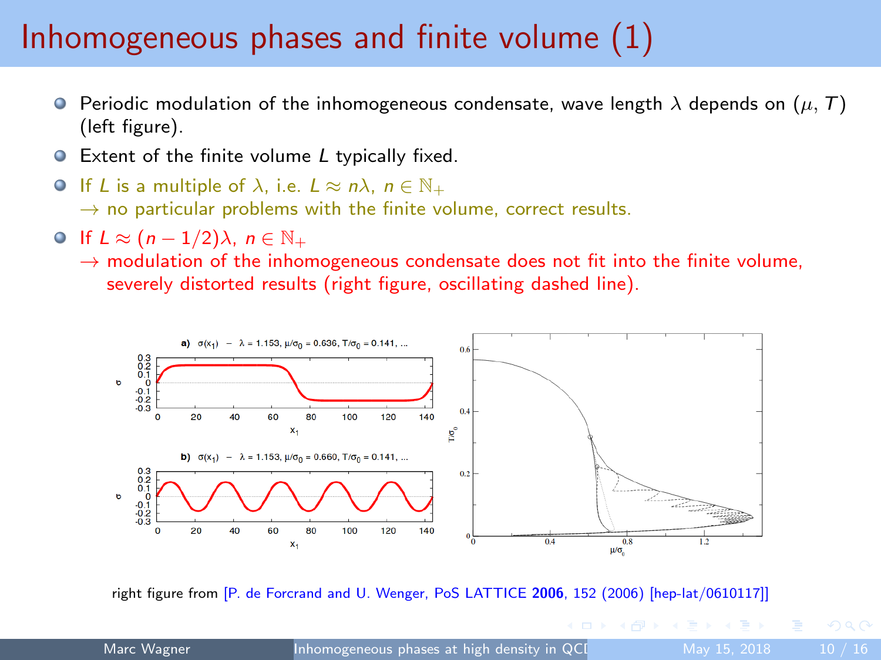# Inhomogeneous phases and finite volume (1)

- Periodic modulation of the inhomogeneous condensate, wave length $\lambda$ depends on $(\mu, T)$ (left figure).
- Extent of the finite volume $L$ typically fixed.
- If $L$ is a multiple of $\lambda$, i.e. $L \approx n\lambda$, $n \in \mathbb{N}_+$
  $\rightarrow$ no particular problems with the finite volume, correct results.
- If $L \approx (n - 1/2)\lambda$, $n \in \mathbb{N}_+$
  $\rightarrow$ modulation of the inhomogeneous condensate does not fit into the finite volume, severely distorted results (right figure, oscillating dashed line).

right figure from [P. de Forcrand and U. Wenger, PoS LATTICE **2006**, 152 (2006) [hep-lat/0610117]]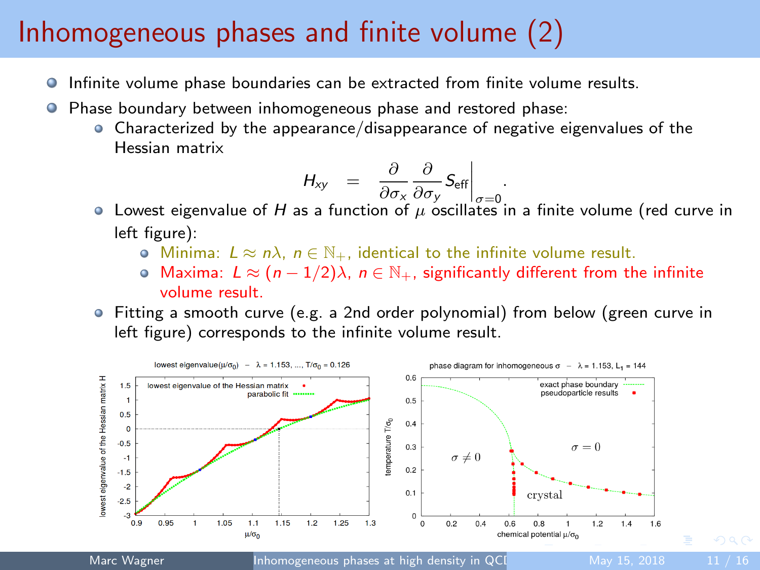# Inhomogeneous phases and finite volume (2)

- Infinite volume phase boundaries can be extracted from finite volume results.
- Phase boundary between inhomogeneous phase and restored phase:
  - Characterized by the appearance/disappearance of negative eigenvalues of the Hessian matrix

$$H_{xy} = \frac{\partial}{\partial \sigma_x} \frac{\partial}{\partial \sigma_y} S_{\text{eff}} \bigg|_{\sigma=0} .$$

  - Lowest eigenvalue of $H$ as a function of $\mu$ oscillates in a finite volume (red curve in left figure):
    - Minima: $L \approx n\lambda$, $n \in \mathbb{N}_+$, identical to the infinite volume result.
    - Maxima: $L \approx (n - 1/2)\lambda$, $n \in \mathbb{N}_+$, significantly different from the infinite volume result.
  - Fitting a smooth curve (e.g. a 2nd order polynomial) from below (green curve in left figure) corresponds to the infinite volume result.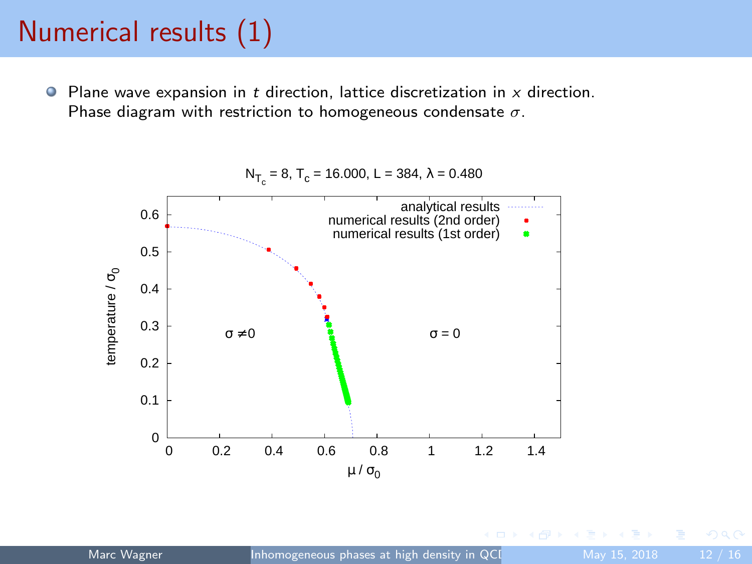# Numerical results (1)

- Plane wave expansion in $t$ direction, lattice discretization in $x$ direction. Phase diagram with restriction to homogeneous condensate $\sigma$.

$N_{T_c} = 8$, $T_c = 16.000$, $L = 384$, $\lambda = 0.480$

analytical results
numerical results (2nd order)
numerical results (1st order)

$\sigma \neq 0$

$\sigma = 0$

temperature / $\sigma_0$

$\mu / \sigma_0$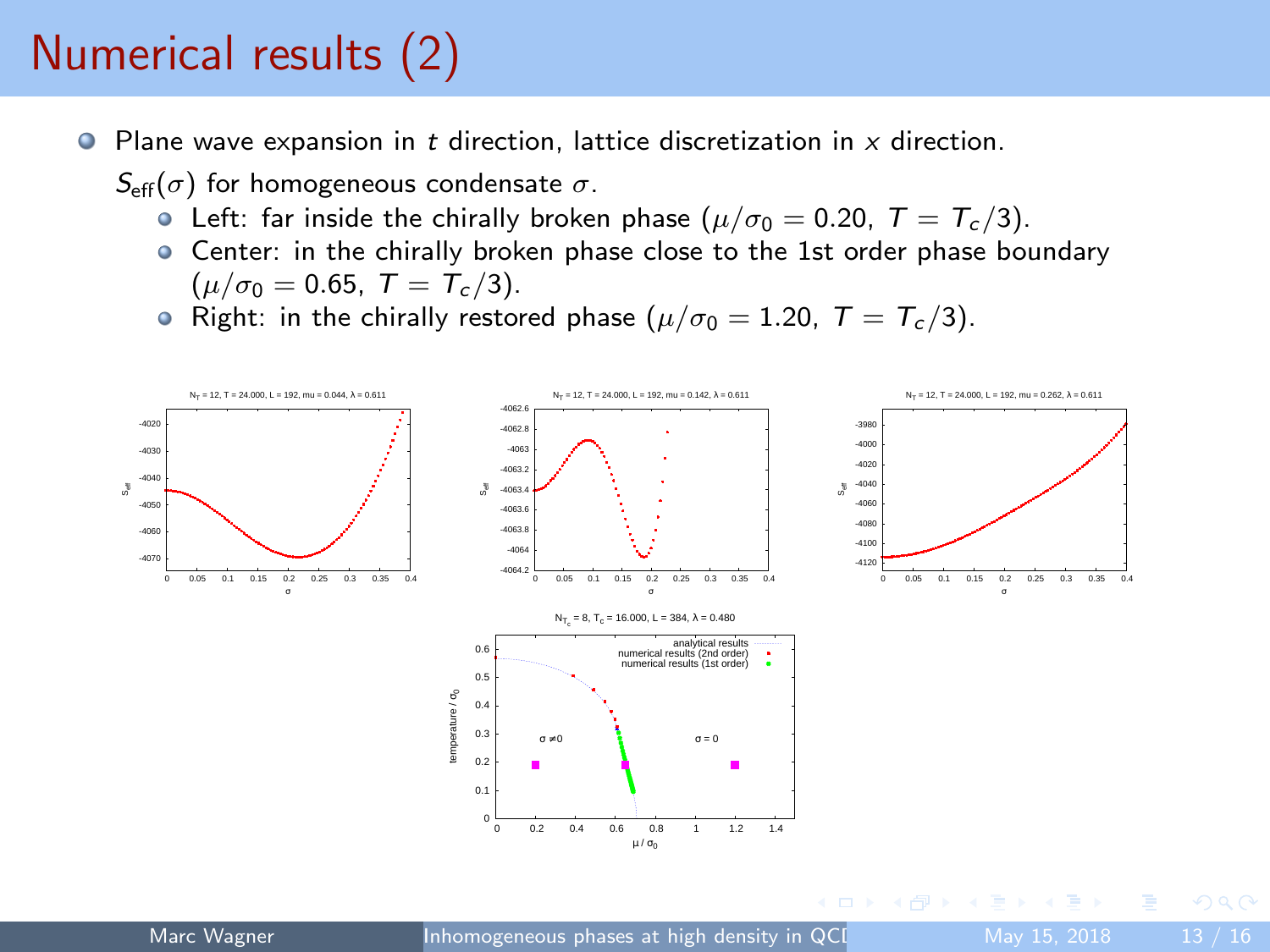# Numerical results (2)

- Plane wave expansion in $t$ direction, lattice discretization in $x$ direction.

  $S_{\text{eff}}(\sigma)$ for homogeneous condensate $\sigma$.
  - Left: far inside the chirally broken phase ($\mu/\sigma_0 = 0.20,\ T = T_c/3$).
  - Center: in the chirally broken phase close to the 1st order phase boundary ($\mu/\sigma_0 = 0.65,\ T = T_c/3$).
  - Right: in the chirally restored phase ($\mu/\sigma_0 = 1.20,\ T = T_c/3$).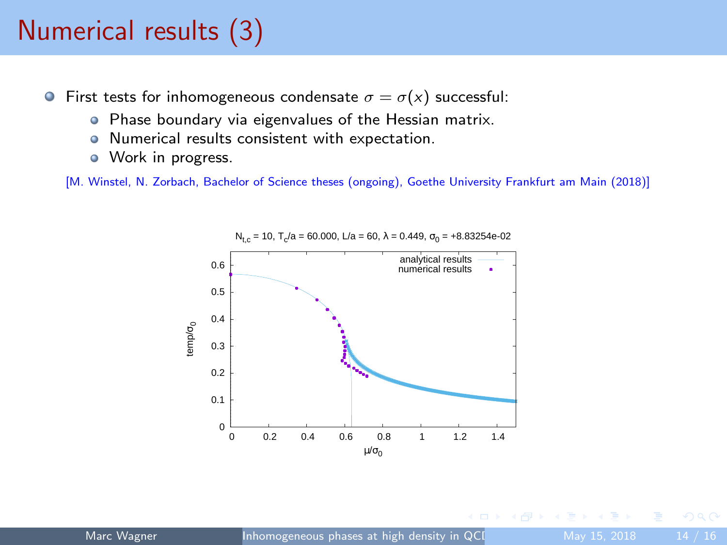# Numerical results (3)

- First tests for inhomogeneous condensate $\sigma = \sigma(x)$ successful:
  - Phase boundary via eigenvalues of the Hessian matrix.
  - Numerical results consistent with expectation.
  - Work in progress.

[M. Winstel, N. Zorbach, Bachelor of Science theses (ongoing), Goethe University Frankfurt am Main (2018)]

$N_{t,c} = 10$, $T_c/a = 60.000$, $L/a = 60$, $\lambda = 0.449$, $\sigma_0 = +8.83254e-02$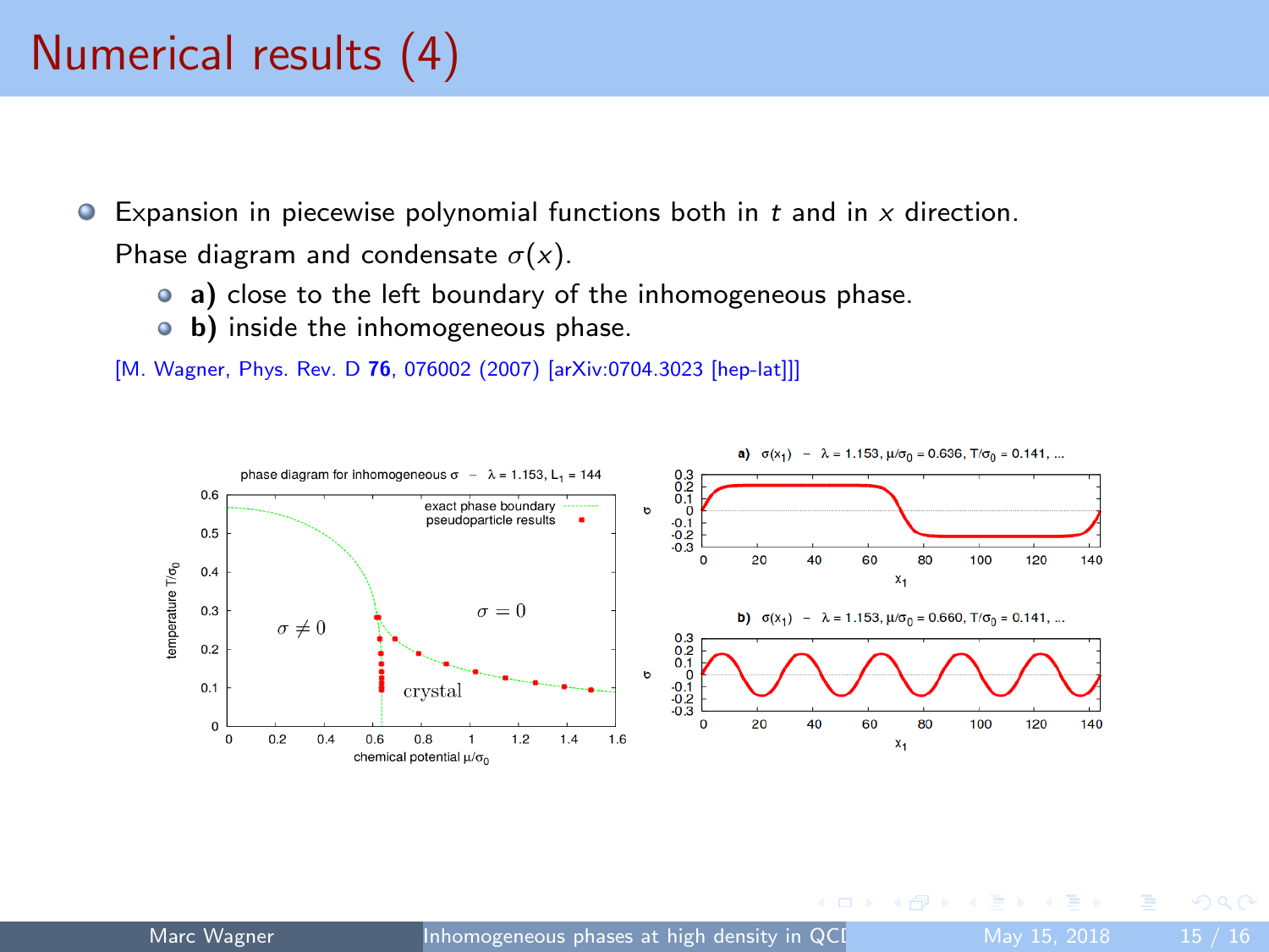# Numerical results (4)

- Expansion in piecewise polynomial functions both in $t$ and in $x$ direction. Phase diagram and condensate $\sigma(x)$.
  - **a)** close to the left boundary of the inhomogeneous phase.
  - **b)** inside the inhomogeneous phase.

[M. Wagner, Phys. Rev. D **76**, 076002 (2007) [arXiv:0704.3023 [hep-lat]]]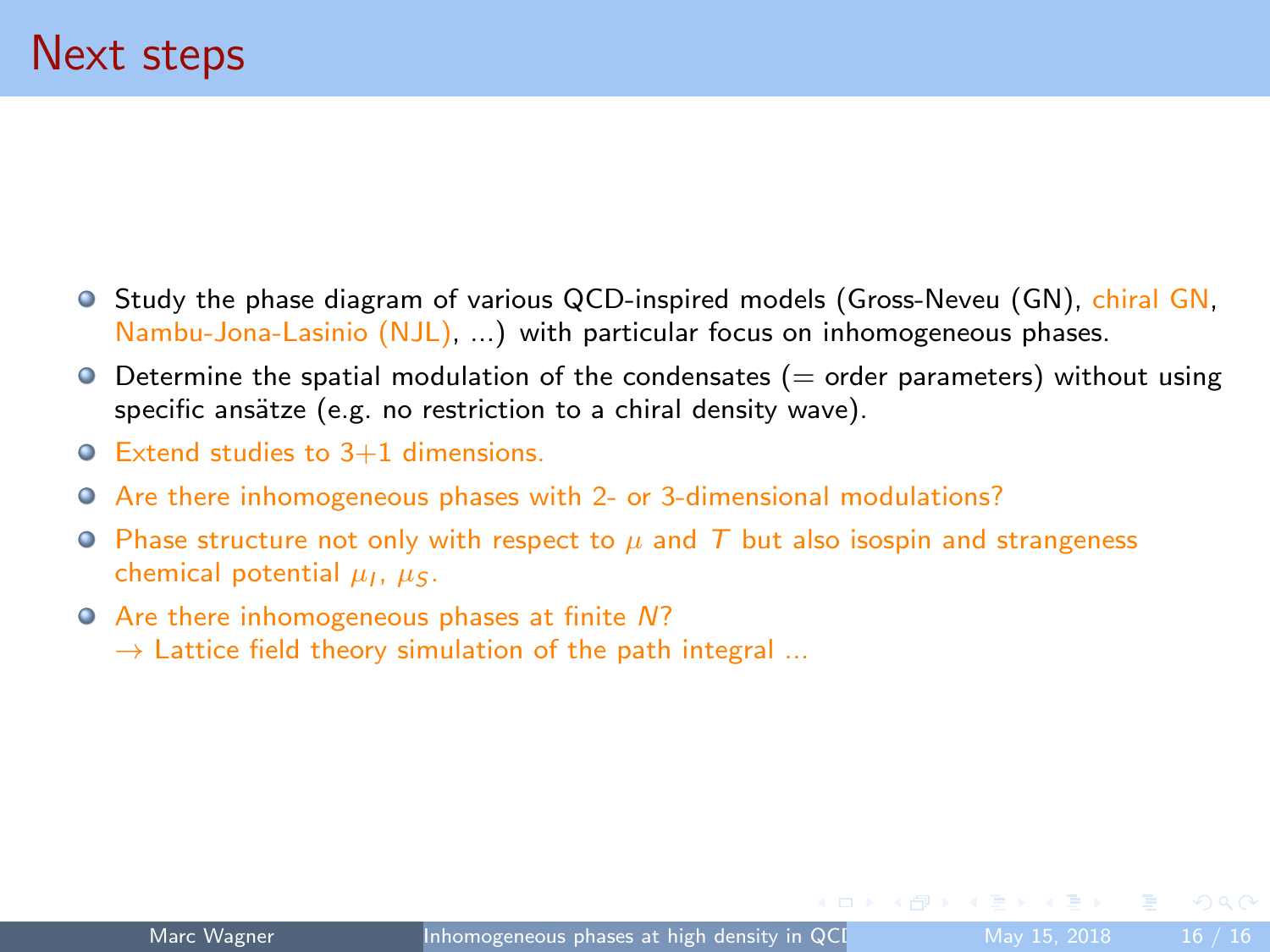# Next steps

- Study the phase diagram of various QCD-inspired models (Gross-Neveu (GN), chiral GN, Nambu-Jona-Lasinio (NJL), ...) with particular focus on inhomogeneous phases.
- Determine the spatial modulation of the condensates (= order parameters) without using specific ansätze (e.g. no restriction to a chiral density wave).
- Extend studies to 3+1 dimensions.
- Are there inhomogeneous phases with 2- or 3-dimensional modulations?
- Phase structure not only with respect to $\mu$ and $T$ but also isospin and strangeness chemical potential $\mu_I$, $\mu_S$.
- Are there inhomogeneous phases at finite $N$?
  $\rightarrow$ Lattice field theory simulation of the path integral ...